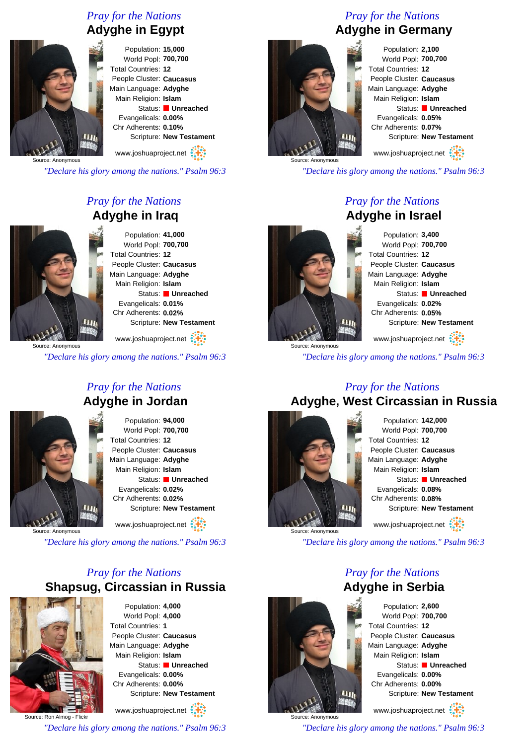*Pray for the Nations*

## Adyghe in Egypt

Population: **15,000**
World Popl: **700,700**
Total Countries: **12**
People Cluster: **Caucasus**
Main Language: **Adyghe**
Main Religion: **Islam**
Status: **Unreached**
Evangelicals: **0.00%**
Chr Adherents: **0.10%**
Scripture: **New Testament**

Source: Anonymous

www.joshuaproject.net

*"Declare his glory among the nations." Psalm 96:3*

*Pray for the Nations*

## Adyghe in Germany

Population: **2,100**
World Popl: **700,700**
Total Countries: **12**
People Cluster: **Caucasus**
Main Language: **Adyghe**
Main Religion: **Islam**
Status: **Unreached**
Evangelicals: **0.05%**
Chr Adherents: **0.07%**
Scripture: **New Testament**

Source: Anonymous

www.joshuaproject.net

*"Declare his glory among the nations." Psalm 96:3*

*Pray for the Nations*

## Adyghe in Iraq

Population: **41,000**
World Popl: **700,700**
Total Countries: **12**
People Cluster: **Caucasus**
Main Language: **Adyghe**
Main Religion: **Islam**
Status: **Unreached**
Evangelicals: **0.01%**
Chr Adherents: **0.02%**
Scripture: **New Testament**

Source: Anonymous

www.joshuaproject.net

*"Declare his glory among the nations." Psalm 96:3*

*Pray for the Nations*

## Adyghe in Israel

Population: **3,400**
World Popl: **700,700**
Total Countries: **12**
People Cluster: **Caucasus**
Main Language: **Adyghe**
Main Religion: **Islam**
Status: **Unreached**
Evangelicals: **0.02%**
Chr Adherents: **0.05%**
Scripture: **New Testament**

Source: Anonymous

www.joshuaproject.net

*"Declare his glory among the nations." Psalm 96:3*

*Pray for the Nations*

## Adyghe in Jordan

Population: **94,000**
World Popl: **700,700**
Total Countries: **12**
People Cluster: **Caucasus**
Main Language: **Adyghe**
Main Religion: **Islam**
Status: **Unreached**
Evangelicals: **0.02%**
Chr Adherents: **0.02%**
Scripture: **New Testament**

Source: Anonymous

www.joshuaproject.net

*"Declare his glory among the nations." Psalm 96:3*

*Pray for the Nations*

## Adyghe, West Circassian in Russia

Population: **142,000**
World Popl: **700,700**
Total Countries: **12**
People Cluster: **Caucasus**
Main Language: **Adyghe**
Main Religion: **Islam**
Status: **Unreached**
Evangelicals: **0.08%**
Chr Adherents: **0.08%**
Scripture: **New Testament**

Source: Anonymous

www.joshuaproject.net

*"Declare his glory among the nations." Psalm 96:3*

*Pray for the Nations*

## Shapsug, Circassian in Russia

Population: **4,000**
World Popl: **4,000**
Total Countries: **1**
People Cluster: **Caucasus**
Main Language: **Adyghe**
Main Religion: **Islam**
Status: **Unreached**
Evangelicals: **0.00%**
Chr Adherents: **0.00%**
Scripture: **New Testament**

Source: Ron Almog - Flickr

www.joshuaproject.net

*"Declare his glory among the nations." Psalm 96:3*

*Pray for the Nations*

## Adyghe in Serbia

Population: **2,600**
World Popl: **700,700**
Total Countries: **12**
People Cluster: **Caucasus**
Main Language: **Adyghe**
Main Religion: **Islam**
Status: **Unreached**
Evangelicals: **0.00%**
Chr Adherents: **0.00%**
Scripture: **New Testament**

Source: Anonymous

www.joshuaproject.net

*"Declare his glory among the nations." Psalm 96:3*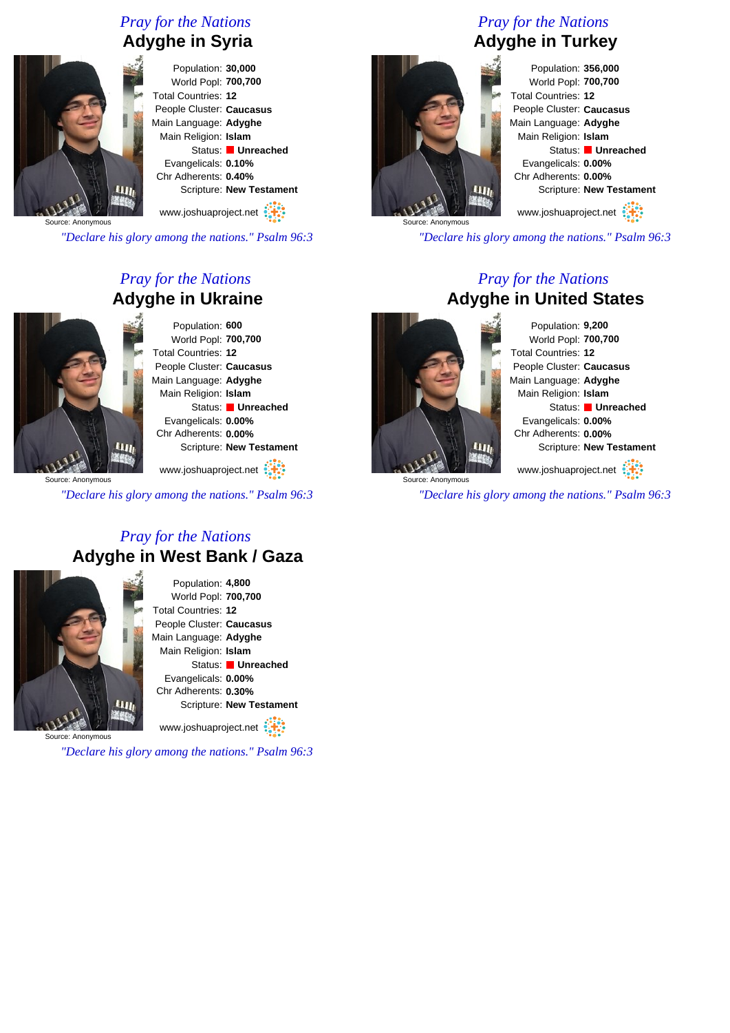*Pray for the Nations*

## Adyghe in Syria

Population: **30,000**
World Popl: **700,700**
Total Countries: **12**
People Cluster: **Caucasus**
Main Language: **Adyghe**
Main Religion: **Islam**
Status: **Unreached**
Evangelicals: **0.10%**
Chr Adherents: **0.40%**
Scripture: **New Testament**

Source: Anonymous

www.joshuaproject.net

*"Declare his glory among the nations." Psalm 96:3*

*Pray for the Nations*

## Adyghe in Turkey

Population: **356,000**
World Popl: **700,700**
Total Countries: **12**
People Cluster: **Caucasus**
Main Language: **Adyghe**
Main Religion: **Islam**
Status: **Unreached**
Evangelicals: **0.00%**
Chr Adherents: **0.00%**
Scripture: **New Testament**

Source: Anonymous

www.joshuaproject.net

*"Declare his glory among the nations." Psalm 96:3*

*Pray for the Nations*

## Adyghe in Ukraine

Population: **600**
World Popl: **700,700**
Total Countries: **12**
People Cluster: **Caucasus**
Main Language: **Adyghe**
Main Religion: **Islam**
Status: **Unreached**
Evangelicals: **0.00%**
Chr Adherents: **0.00%**
Scripture: **New Testament**

Source: Anonymous

www.joshuaproject.net

*"Declare his glory among the nations." Psalm 96:3*

*Pray for the Nations*

## Adyghe in United States

Population: **9,200**
World Popl: **700,700**
Total Countries: **12**
People Cluster: **Caucasus**
Main Language: **Adyghe**
Main Religion: **Islam**
Status: **Unreached**
Evangelicals: **0.00%**
Chr Adherents: **0.00%**
Scripture: **New Testament**

Source: Anonymous

www.joshuaproject.net

*"Declare his glory among the nations." Psalm 96:3*

*Pray for the Nations*

## Adyghe in West Bank / Gaza

Population: **4,800**
World Popl: **700,700**
Total Countries: **12**
People Cluster: **Caucasus**
Main Language: **Adyghe**
Main Religion: **Islam**
Status: **Unreached**
Evangelicals: **0.00%**
Chr Adherents: **0.30%**
Scripture: **New Testament**

Source: Anonymous

www.joshuaproject.net

*"Declare his glory among the nations." Psalm 96:3*